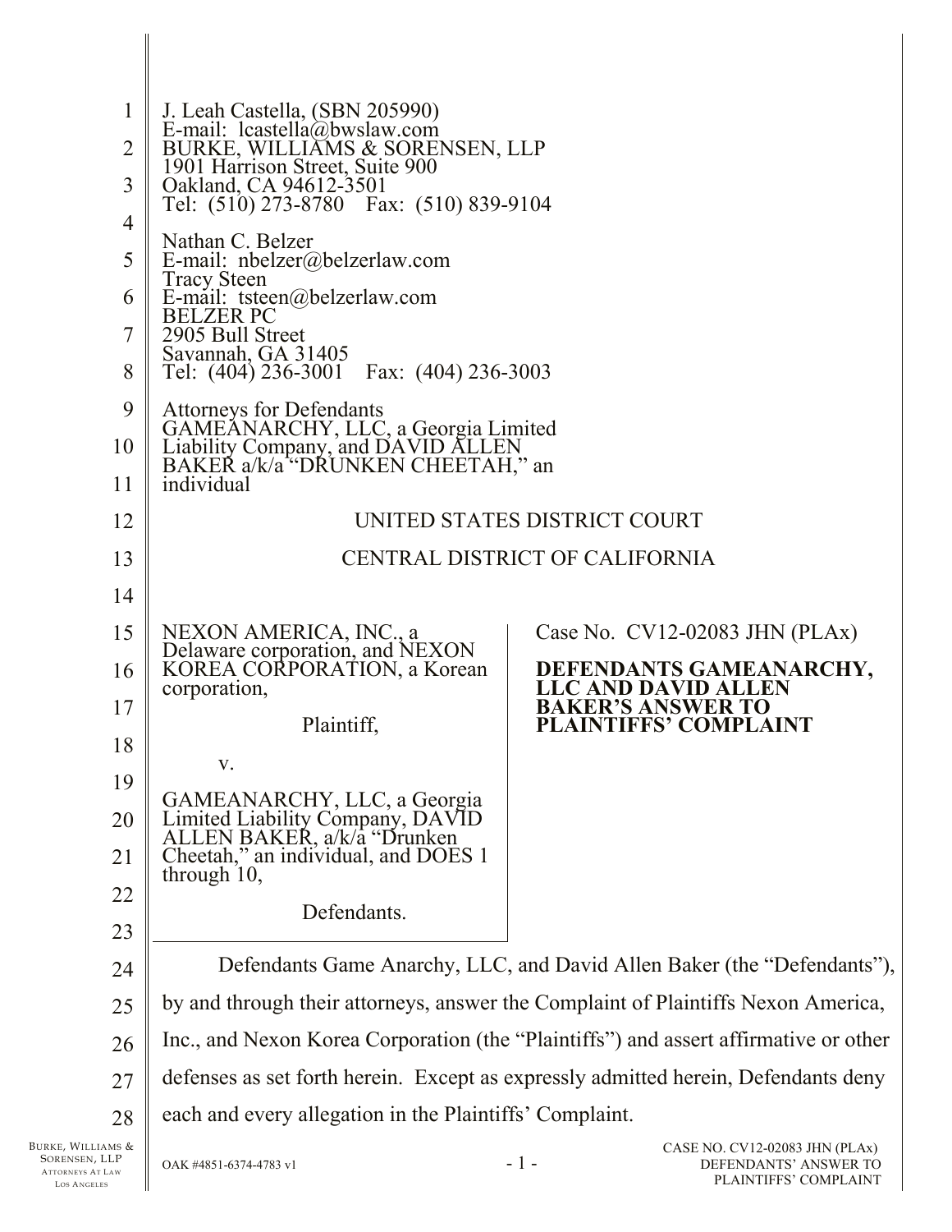J. Leah Castella, (SBN 205990)
E-mail: lcastella@bwslaw.com
BURKE, WILLIAMS & SORENSEN, LLP
1901 Harrison Street, Suite 900
Oakland, CA 94612-3501
Tel: (510) 273-8780 Fax: (510) 839-9104

Nathan C. Belzer
E-mail: nbelzer@belzerlaw.com
Tracy Steen
E-mail: tsteen@belzerlaw.com
BELZER PC
2905 Bull Street
Savannah, GA 31405
Tel: (404) 236-3001 Fax: (404) 236-3003

Attorneys for Defendants
GAMEANARCHY, LLC, a Georgia Limited Liability Company, and DAVID ALLEN BAKER a/k/a "DRUNKEN CHEETAH," an individual

UNITED STATES DISTRICT COURT

CENTRAL DISTRICT OF CALIFORNIA

| | |
|---|---|
| NEXON AMERICA, INC., a Delaware corporation, and NEXON KOREA CORPORATION, a Korean corporation,<br><br>Plaintiff,<br><br>v.<br><br>GAMEANARCHY, LLC, a Georgia Limited Liability Company, DAVID ALLEN BAKER, a/k/a "Drunken Cheetah," an individual, and DOES 1 through 10,<br><br>Defendants. | Case No. CV12-02083 JHN (PLAx)<br><br>**DEFENDANTS GAMEANARCHY, LLC AND DAVID ALLEN BAKER'S ANSWER TO PLAINTIFFS' COMPLAINT** |

Defendants Game Anarchy, LLC, and David Allen Baker (the "Defendants"), by and through their attorneys, answer the Complaint of Plaintiffs Nexon America, Inc., and Nexon Korea Corporation (the "Plaintiffs") and assert affirmative or other defenses as set forth herein. Except as expressly admitted herein, Defendants deny each and every allegation in the Plaintiffs' Complaint.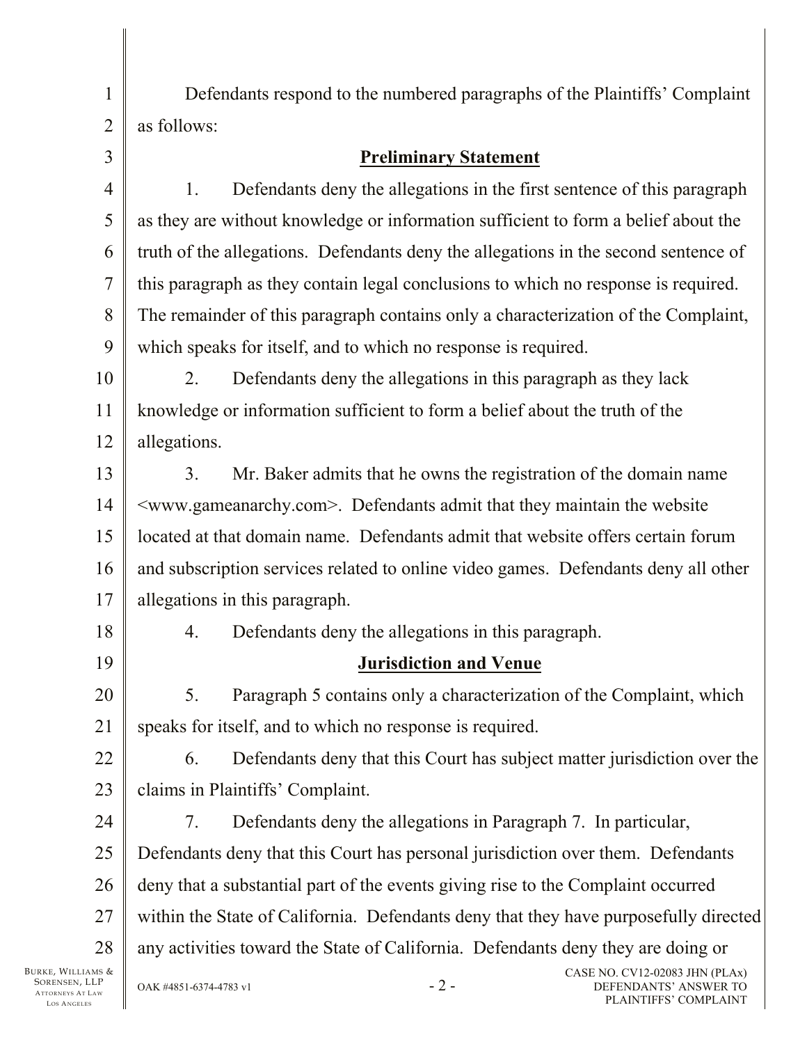Defendants respond to the numbered paragraphs of the Plaintiffs' Complaint as follows:

## Preliminary Statement

1. Defendants deny the allegations in the first sentence of this paragraph as they are without knowledge or information sufficient to form a belief about the truth of the allegations. Defendants deny the allegations in the second sentence of this paragraph as they contain legal conclusions to which no response is required. The remainder of this paragraph contains only a characterization of the Complaint, which speaks for itself, and to which no response is required.

2. Defendants deny the allegations in this paragraph as they lack knowledge or information sufficient to form a belief about the truth of the allegations.

3. Mr. Baker admits that he owns the registration of the domain name <www.gameanarchy.com>. Defendants admit that they maintain the website located at that domain name. Defendants admit that website offers certain forum and subscription services related to online video games. Defendants deny all other allegations in this paragraph.

4. Defendants deny the allegations in this paragraph.

## Jurisdiction and Venue

5. Paragraph 5 contains only a characterization of the Complaint, which speaks for itself, and to which no response is required.

6. Defendants deny that this Court has subject matter jurisdiction over the claims in Plaintiffs' Complaint.

7. Defendants deny the allegations in Paragraph 7. In particular, Defendants deny that this Court has personal jurisdiction over them. Defendants deny that a substantial part of the events giving rise to the Complaint occurred within the State of California. Defendants deny that they have purposefully directed any activities toward the State of California. Defendants deny they are doing or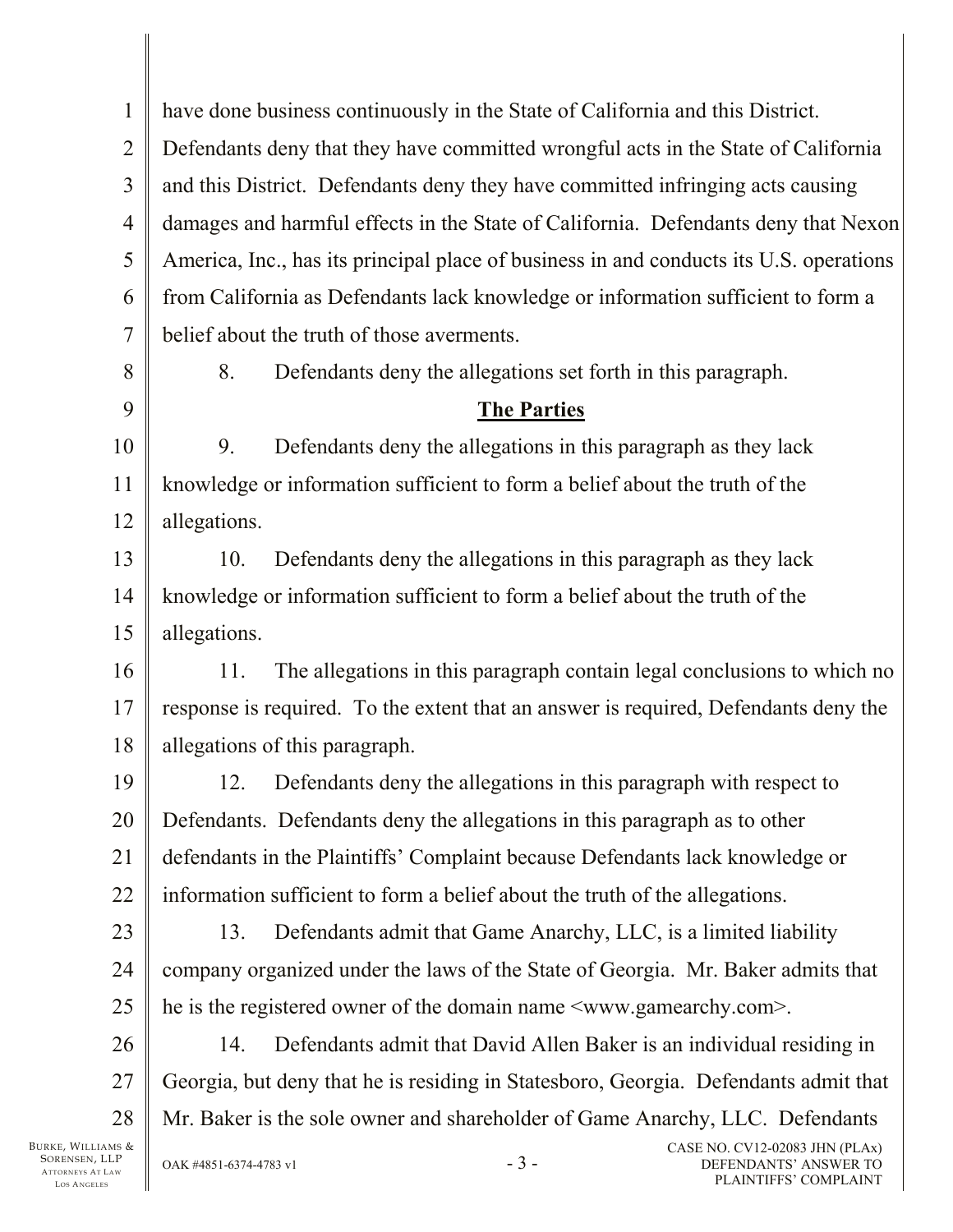have done business continuously in the State of California and this District. Defendants deny that they have committed wrongful acts in the State of California and this District. Defendants deny they have committed infringing acts causing damages and harmful effects in the State of California. Defendants deny that Nexon America, Inc., has its principal place of business in and conducts its U.S. operations from California as Defendants lack knowledge or information sufficient to form a belief about the truth of those averments.

8. Defendants deny the allegations set forth in this paragraph.

## **The Parties**

9. Defendants deny the allegations in this paragraph as they lack knowledge or information sufficient to form a belief about the truth of the allegations.

10. Defendants deny the allegations in this paragraph as they lack knowledge or information sufficient to form a belief about the truth of the allegations.

11. The allegations in this paragraph contain legal conclusions to which no response is required. To the extent that an answer is required, Defendants deny the allegations of this paragraph.

12. Defendants deny the allegations in this paragraph with respect to Defendants. Defendants deny the allegations in this paragraph as to other defendants in the Plaintiffs' Complaint because Defendants lack knowledge or information sufficient to form a belief about the truth of the allegations.

13. Defendants admit that Game Anarchy, LLC, is a limited liability company organized under the laws of the State of Georgia. Mr. Baker admits that he is the registered owner of the domain name <www.gamearchy.com>.

14. Defendants admit that David Allen Baker is an individual residing in Georgia, but deny that he is residing in Statesboro, Georgia. Defendants admit that Mr. Baker is the sole owner and shareholder of Game Anarchy, LLC. Defendants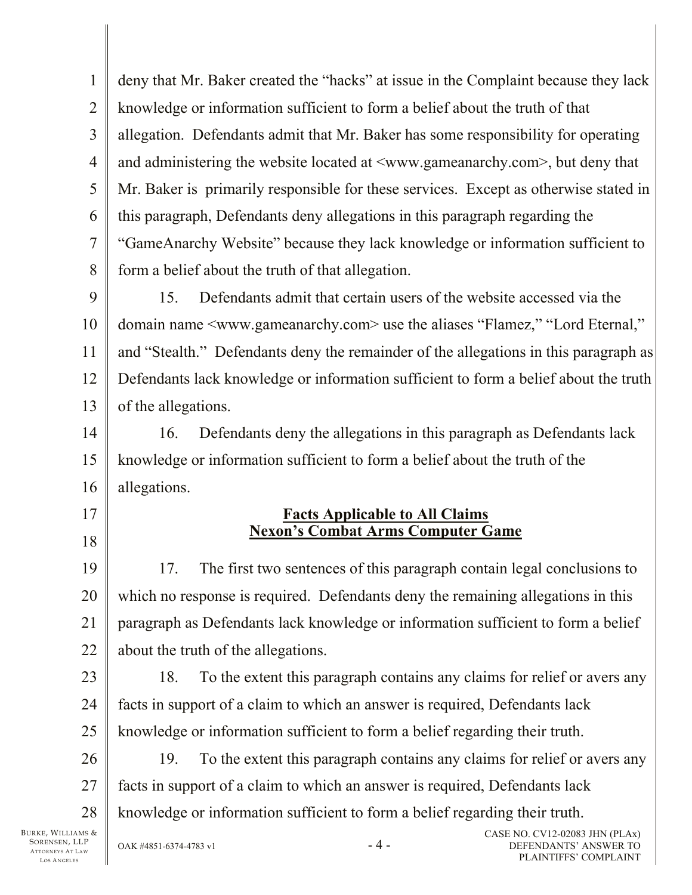deny that Mr. Baker created the "hacks" at issue in the Complaint because they lack knowledge or information sufficient to form a belief about the truth of that allegation. Defendants admit that Mr. Baker has some responsibility for operating and administering the website located at <www.gameanarchy.com>, but deny that Mr. Baker is primarily responsible for these services. Except as otherwise stated in this paragraph, Defendants deny allegations in this paragraph regarding the "GameAnarchy Website" because they lack knowledge or information sufficient to form a belief about the truth of that allegation.

15. Defendants admit that certain users of the website accessed via the domain name <www.gameanarchy.com> use the aliases "Flamez," "Lord Eternal," and "Stealth." Defendants deny the remainder of the allegations in this paragraph as Defendants lack knowledge or information sufficient to form a belief about the truth of the allegations.

16. Defendants deny the allegations in this paragraph as Defendants lack knowledge or information sufficient to form a belief about the truth of the allegations.

**Facts Applicable to All Claims**
**Nexon's Combat Arms Computer Game**

17. The first two sentences of this paragraph contain legal conclusions to which no response is required. Defendants deny the remaining allegations in this paragraph as Defendants lack knowledge or information sufficient to form a belief about the truth of the allegations.

18. To the extent this paragraph contains any claims for relief or avers any facts in support of a claim to which an answer is required, Defendants lack knowledge or information sufficient to form a belief regarding their truth.

19. To the extent this paragraph contains any claims for relief or avers any facts in support of a claim to which an answer is required, Defendants lack knowledge or information sufficient to form a belief regarding their truth.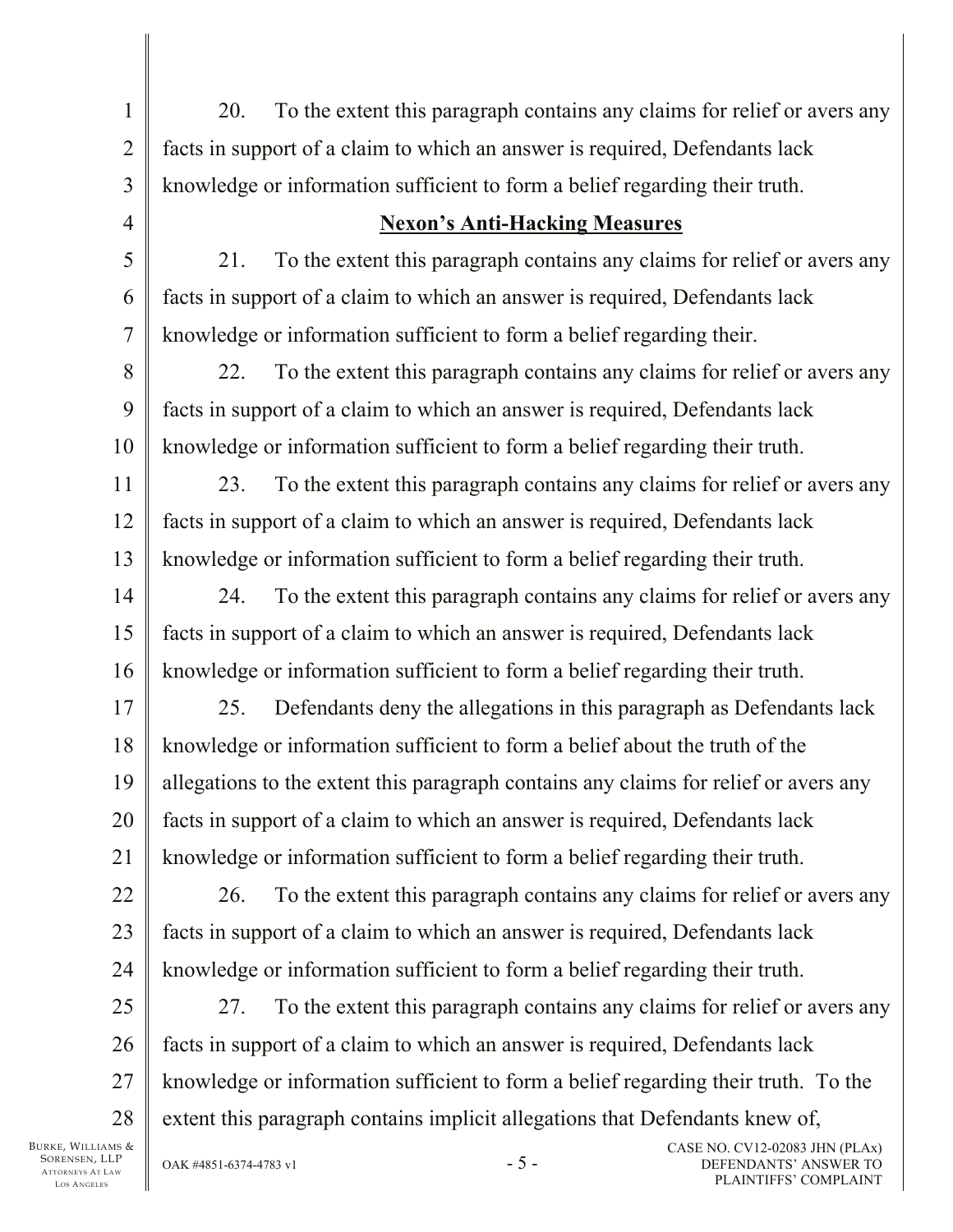20. To the extent this paragraph contains any claims for relief or avers any facts in support of a claim to which an answer is required, Defendants lack knowledge or information sufficient to form a belief regarding their truth.

**Nexon's Anti-Hacking Measures**

21. To the extent this paragraph contains any claims for relief or avers any facts in support of a claim to which an answer is required, Defendants lack knowledge or information sufficient to form a belief regarding their.

22. To the extent this paragraph contains any claims for relief or avers any facts in support of a claim to which an answer is required, Defendants lack knowledge or information sufficient to form a belief regarding their truth.

23. To the extent this paragraph contains any claims for relief or avers any facts in support of a claim to which an answer is required, Defendants lack knowledge or information sufficient to form a belief regarding their truth.

24. To the extent this paragraph contains any claims for relief or avers any facts in support of a claim to which an answer is required, Defendants lack knowledge or information sufficient to form a belief regarding their truth.

25. Defendants deny the allegations in this paragraph as Defendants lack knowledge or information sufficient to form a belief about the truth of the allegations to the extent this paragraph contains any claims for relief or avers any facts in support of a claim to which an answer is required, Defendants lack knowledge or information sufficient to form a belief regarding their truth.

26. To the extent this paragraph contains any claims for relief or avers any facts in support of a claim to which an answer is required, Defendants lack knowledge or information sufficient to form a belief regarding their truth.

27. To the extent this paragraph contains any claims for relief or avers any facts in support of a claim to which an answer is required, Defendants lack knowledge or information sufficient to form a belief regarding their truth. To the extent this paragraph contains implicit allegations that Defendants knew of,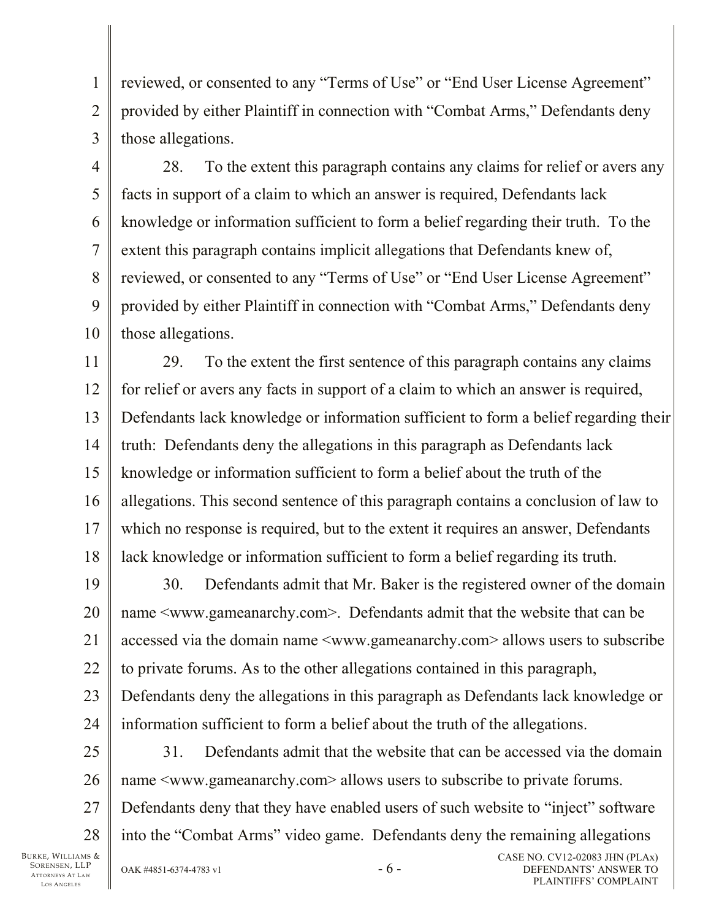reviewed, or consented to any "Terms of Use" or "End User License Agreement" provided by either Plaintiff in connection with "Combat Arms," Defendants deny those allegations.

28. To the extent this paragraph contains any claims for relief or avers any facts in support of a claim to which an answer is required, Defendants lack knowledge or information sufficient to form a belief regarding their truth. To the extent this paragraph contains implicit allegations that Defendants knew of, reviewed, or consented to any "Terms of Use" or "End User License Agreement" provided by either Plaintiff in connection with "Combat Arms," Defendants deny those allegations.

29. To the extent the first sentence of this paragraph contains any claims for relief or avers any facts in support of a claim to which an answer is required, Defendants lack knowledge or information sufficient to form a belief regarding their truth: Defendants deny the allegations in this paragraph as Defendants lack knowledge or information sufficient to form a belief about the truth of the allegations. This second sentence of this paragraph contains a conclusion of law to which no response is required, but to the extent it requires an answer, Defendants lack knowledge or information sufficient to form a belief regarding its truth.

30. Defendants admit that Mr. Baker is the registered owner of the domain name <www.gameanarchy.com>. Defendants admit that the website that can be accessed via the domain name <www.gameanarchy.com> allows users to subscribe to private forums. As to the other allegations contained in this paragraph, Defendants deny the allegations in this paragraph as Defendants lack knowledge or information sufficient to form a belief about the truth of the allegations.

31. Defendants admit that the website that can be accessed via the domain name <www.gameanarchy.com> allows users to subscribe to private forums. Defendants deny that they have enabled users of such website to "inject" software into the "Combat Arms" video game. Defendants deny the remaining allegations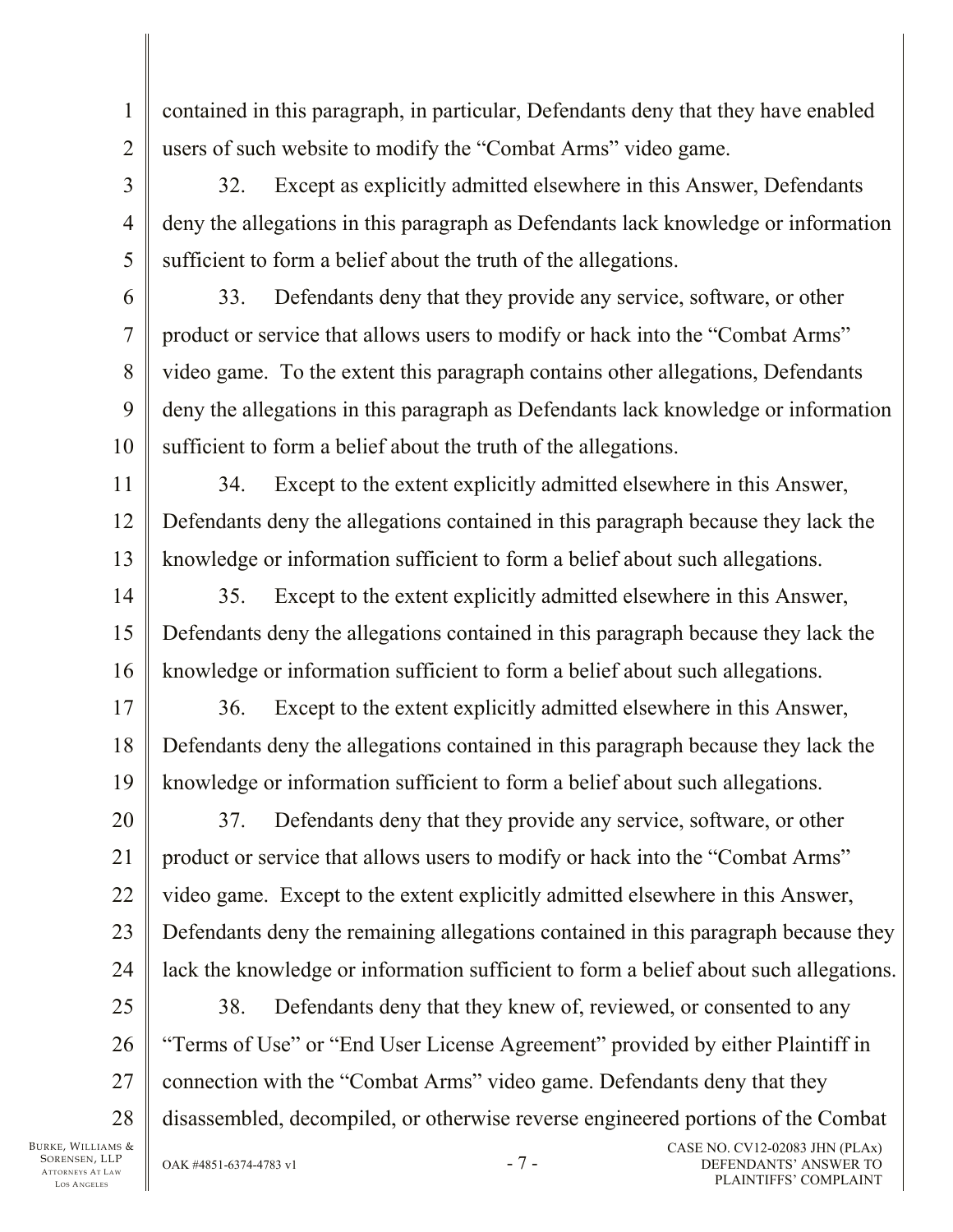contained in this paragraph, in particular, Defendants deny that they have enabled users of such website to modify the "Combat Arms" video game.

32. Except as explicitly admitted elsewhere in this Answer, Defendants deny the allegations in this paragraph as Defendants lack knowledge or information sufficient to form a belief about the truth of the allegations.

33. Defendants deny that they provide any service, software, or other product or service that allows users to modify or hack into the "Combat Arms" video game. To the extent this paragraph contains other allegations, Defendants deny the allegations in this paragraph as Defendants lack knowledge or information sufficient to form a belief about the truth of the allegations.

34. Except to the extent explicitly admitted elsewhere in this Answer, Defendants deny the allegations contained in this paragraph because they lack the knowledge or information sufficient to form a belief about such allegations.

35. Except to the extent explicitly admitted elsewhere in this Answer, Defendants deny the allegations contained in this paragraph because they lack the knowledge or information sufficient to form a belief about such allegations.

36. Except to the extent explicitly admitted elsewhere in this Answer, Defendants deny the allegations contained in this paragraph because they lack the knowledge or information sufficient to form a belief about such allegations.

37. Defendants deny that they provide any service, software, or other product or service that allows users to modify or hack into the "Combat Arms" video game. Except to the extent explicitly admitted elsewhere in this Answer, Defendants deny the remaining allegations contained in this paragraph because they lack the knowledge or information sufficient to form a belief about such allegations.

38. Defendants deny that they knew of, reviewed, or consented to any "Terms of Use" or "End User License Agreement" provided by either Plaintiff in connection with the "Combat Arms" video game. Defendants deny that they disassembled, decompiled, or otherwise reverse engineered portions of the Combat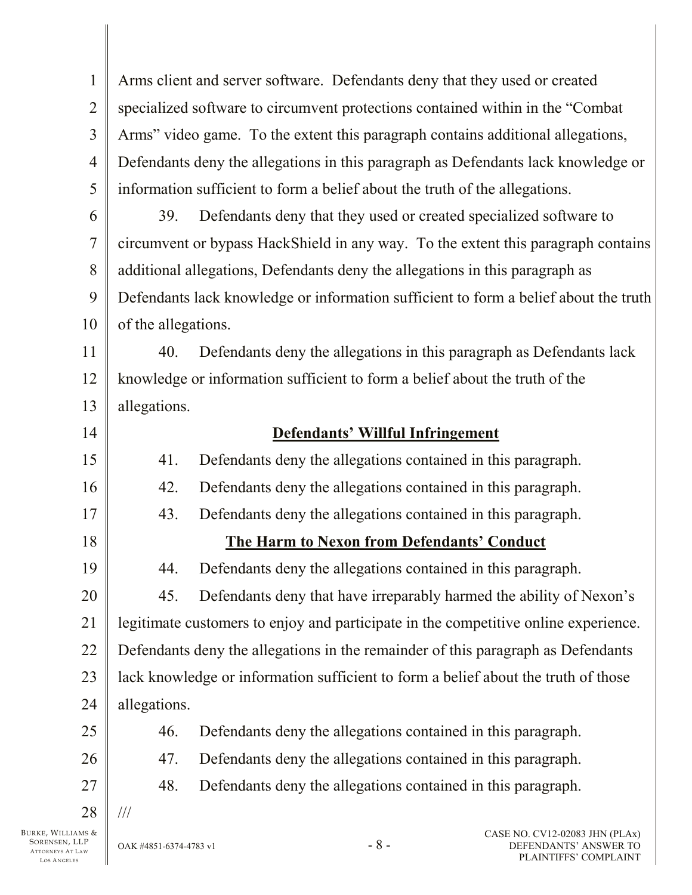Arms client and server software. Defendants deny that they used or created specialized software to circumvent protections contained within in the "Combat Arms" video game. To the extent this paragraph contains additional allegations, Defendants deny the allegations in this paragraph as Defendants lack knowledge or information sufficient to form a belief about the truth of the allegations.

39. Defendants deny that they used or created specialized software to circumvent or bypass HackShield in any way. To the extent this paragraph contains additional allegations, Defendants deny the allegations in this paragraph as Defendants lack knowledge or information sufficient to form a belief about the truth of the allegations.

40. Defendants deny the allegations in this paragraph as Defendants lack knowledge or information sufficient to form a belief about the truth of the allegations.

**Defendants' Willful Infringement**

41. Defendants deny the allegations contained in this paragraph.

42. Defendants deny the allegations contained in this paragraph.

43. Defendants deny the allegations contained in this paragraph.

**The Harm to Nexon from Defendants' Conduct**

44. Defendants deny the allegations contained in this paragraph.

45. Defendants deny that have irreparably harmed the ability of Nexon's legitimate customers to enjoy and participate in the competitive online experience. Defendants deny the allegations in the remainder of this paragraph as Defendants lack knowledge or information sufficient to form a belief about the truth of those allegations.

46. Defendants deny the allegations contained in this paragraph.

47. Defendants deny the allegations contained in this paragraph.

48. Defendants deny the allegations contained in this paragraph.

///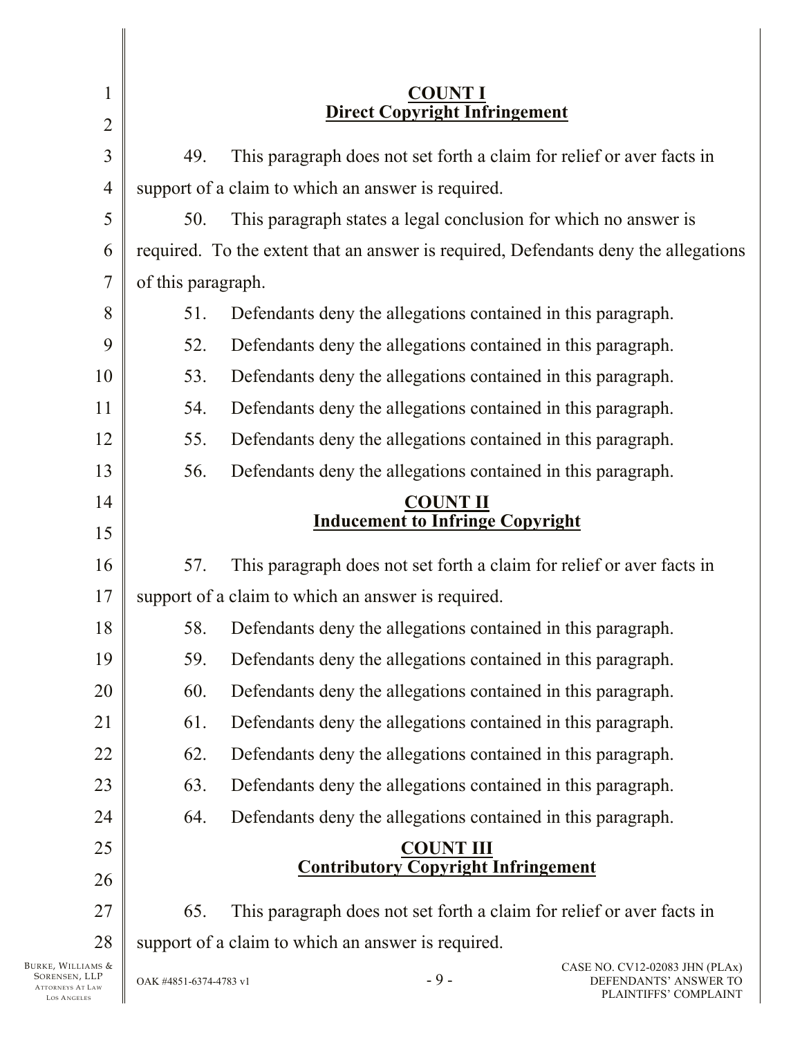**COUNT I**
**Direct Copyright Infringement**

49. This paragraph does not set forth a claim for relief or aver facts in support of a claim to which an answer is required.

50. This paragraph states a legal conclusion for which no answer is required. To the extent that an answer is required, Defendants deny the allegations of this paragraph.

51. Defendants deny the allegations contained in this paragraph.

52. Defendants deny the allegations contained in this paragraph.

53. Defendants deny the allegations contained in this paragraph.

54. Defendants deny the allegations contained in this paragraph.

55. Defendants deny the allegations contained in this paragraph.

56. Defendants deny the allegations contained in this paragraph.

**COUNT II**
**Inducement to Infringe Copyright**

57. This paragraph does not set forth a claim for relief or aver facts in support of a claim to which an answer is required.

58. Defendants deny the allegations contained in this paragraph.

59. Defendants deny the allegations contained in this paragraph.

60. Defendants deny the allegations contained in this paragraph.

61. Defendants deny the allegations contained in this paragraph.

62. Defendants deny the allegations contained in this paragraph.

63. Defendants deny the allegations contained in this paragraph.

64. Defendants deny the allegations contained in this paragraph.

**COUNT III**
**Contributory Copyright Infringement**

65. This paragraph does not set forth a claim for relief or aver facts in support of a claim to which an answer is required.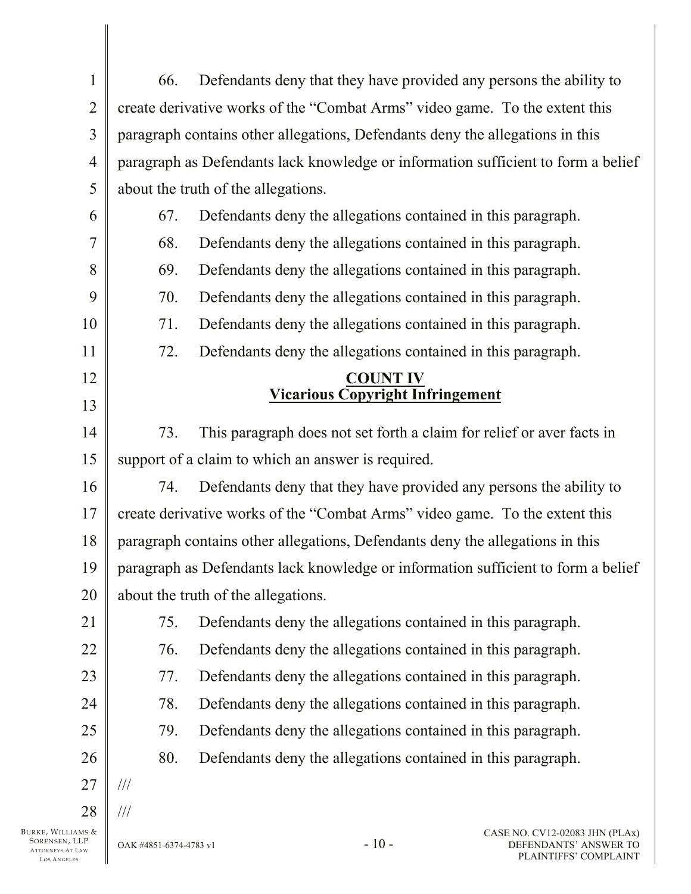66. Defendants deny that they have provided any persons the ability to create derivative works of the "Combat Arms" video game. To the extent this paragraph contains other allegations, Defendants deny the allegations in this paragraph as Defendants lack knowledge or information sufficient to form a belief about the truth of the allegations.

67. Defendants deny the allegations contained in this paragraph.

68. Defendants deny the allegations contained in this paragraph.

69. Defendants deny the allegations contained in this paragraph.

70. Defendants deny the allegations contained in this paragraph.

71. Defendants deny the allegations contained in this paragraph.

72. Defendants deny the allegations contained in this paragraph.

## COUNT IV
## Vicarious Copyright Infringement

73. This paragraph does not set forth a claim for relief or aver facts in support of a claim to which an answer is required.

74. Defendants deny that they have provided any persons the ability to create derivative works of the "Combat Arms" video game. To the extent this paragraph contains other allegations, Defendants deny the allegations in this paragraph as Defendants lack knowledge or information sufficient to form a belief about the truth of the allegations.

75. Defendants deny the allegations contained in this paragraph.

76. Defendants deny the allegations contained in this paragraph.

77. Defendants deny the allegations contained in this paragraph.

78. Defendants deny the allegations contained in this paragraph.

79. Defendants deny the allegations contained in this paragraph.

80. Defendants deny the allegations contained in this paragraph.

///

///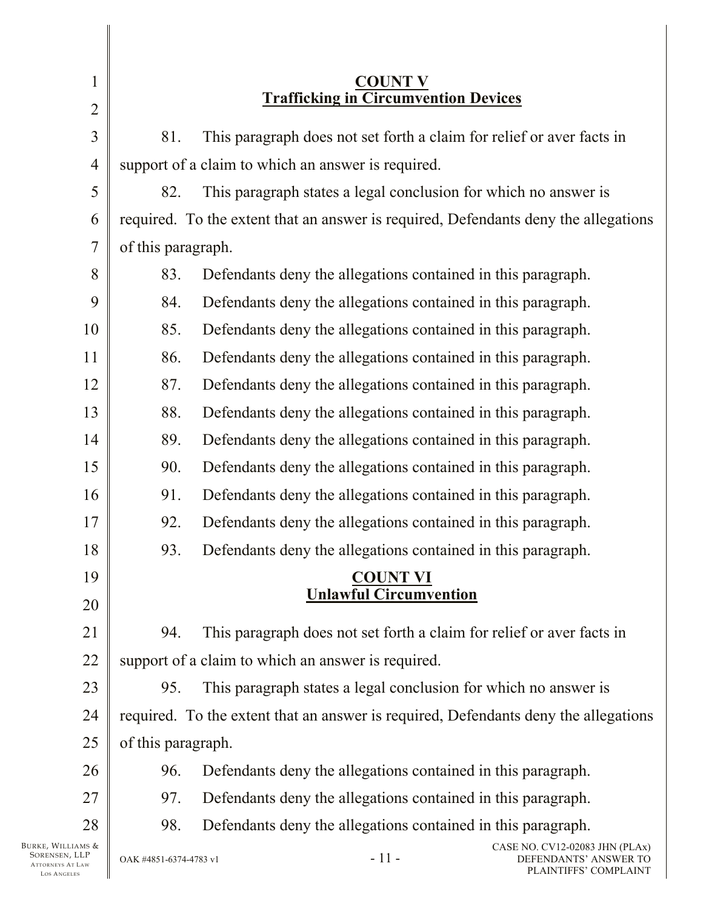**COUNT V**
**Trafficking in Circumvention Devices**

81. This paragraph does not set forth a claim for relief or aver facts in support of a claim to which an answer is required.

82. This paragraph states a legal conclusion for which no answer is required. To the extent that an answer is required, Defendants deny the allegations of this paragraph.

83. Defendants deny the allegations contained in this paragraph.

84. Defendants deny the allegations contained in this paragraph.

85. Defendants deny the allegations contained in this paragraph.

86. Defendants deny the allegations contained in this paragraph.

87. Defendants deny the allegations contained in this paragraph.

88. Defendants deny the allegations contained in this paragraph.

89. Defendants deny the allegations contained in this paragraph.

90. Defendants deny the allegations contained in this paragraph.

91. Defendants deny the allegations contained in this paragraph.

92. Defendants deny the allegations contained in this paragraph.

93. Defendants deny the allegations contained in this paragraph.

**COUNT VI**
**Unlawful Circumvention**

94. This paragraph does not set forth a claim for relief or aver facts in support of a claim to which an answer is required.

95. This paragraph states a legal conclusion for which no answer is required. To the extent that an answer is required, Defendants deny the allegations of this paragraph.

96. Defendants deny the allegations contained in this paragraph.

97. Defendants deny the allegations contained in this paragraph.

98. Defendants deny the allegations contained in this paragraph.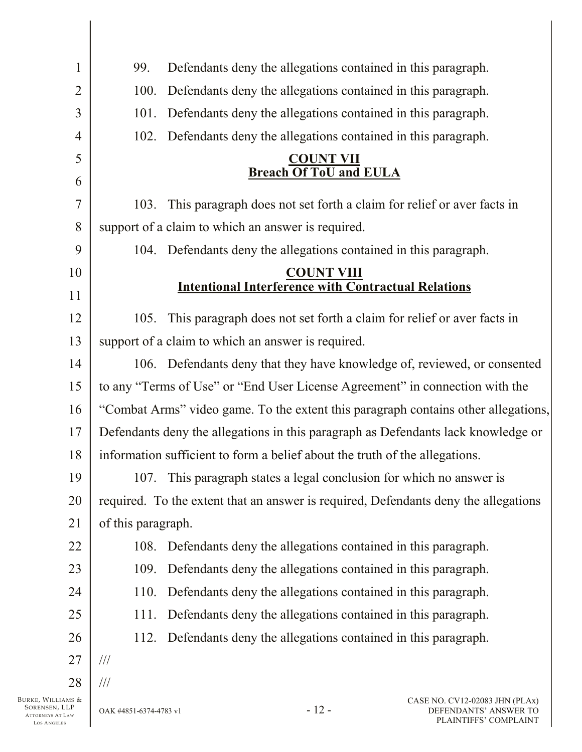99. Defendants deny the allegations contained in this paragraph.

100. Defendants deny the allegations contained in this paragraph.

101. Defendants deny the allegations contained in this paragraph.

102. Defendants deny the allegations contained in this paragraph.

**COUNT VII**
**Breach Of ToU and EULA**

103. This paragraph does not set forth a claim for relief or aver facts in support of a claim to which an answer is required.

104. Defendants deny the allegations contained in this paragraph.

**COUNT VIII**
**Intentional Interference with Contractual Relations**

105. This paragraph does not set forth a claim for relief or aver facts in support of a claim to which an answer is required.

106. Defendants deny that they have knowledge of, reviewed, or consented to any "Terms of Use" or "End User License Agreement" in connection with the "Combat Arms" video game. To the extent this paragraph contains other allegations, Defendants deny the allegations in this paragraph as Defendants lack knowledge or information sufficient to form a belief about the truth of the allegations.

107. This paragraph states a legal conclusion for which no answer is required. To the extent that an answer is required, Defendants deny the allegations of this paragraph.

108. Defendants deny the allegations contained in this paragraph.

109. Defendants deny the allegations contained in this paragraph.

110. Defendants deny the allegations contained in this paragraph.

111. Defendants deny the allegations contained in this paragraph.

112. Defendants deny the allegations contained in this paragraph.

///

///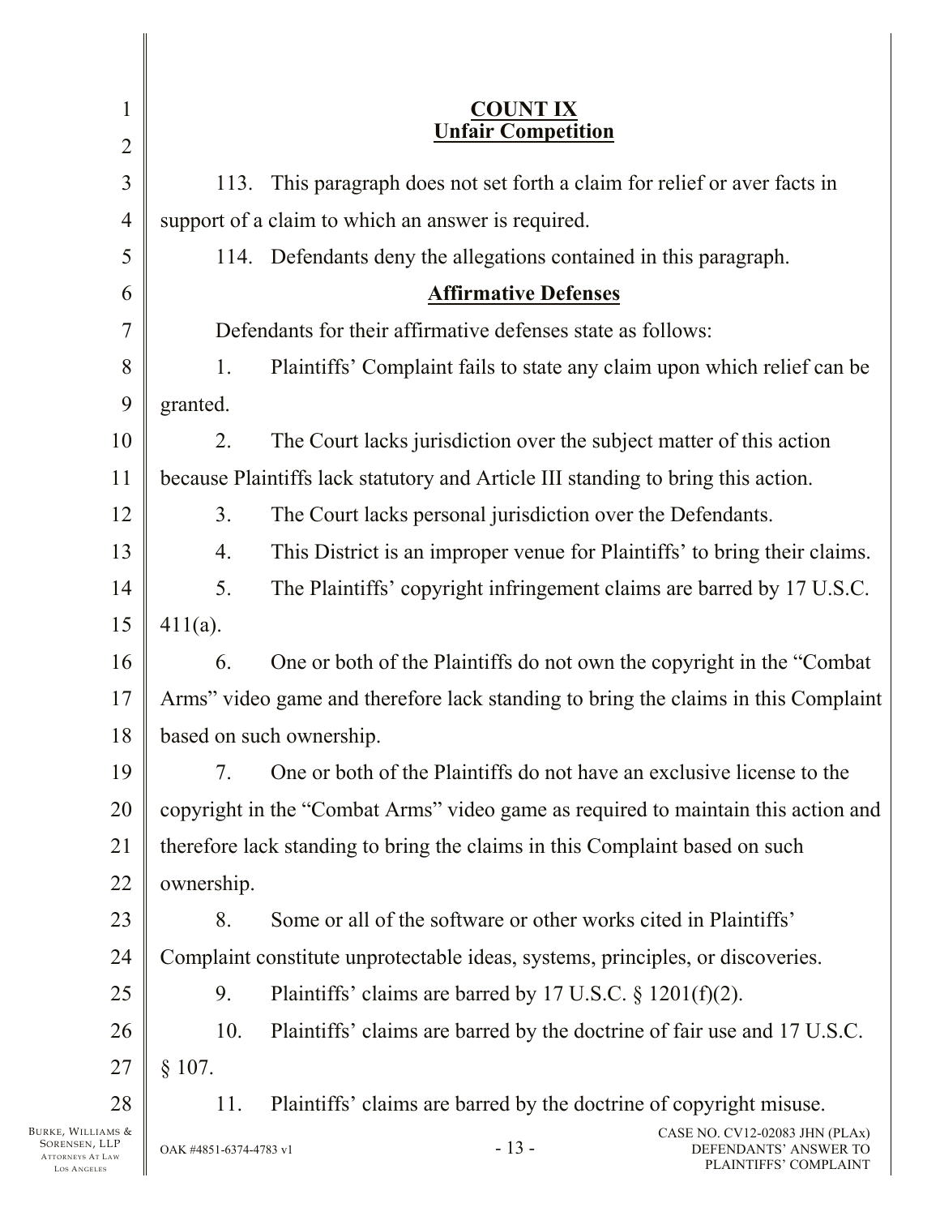**COUNT IX**
**Unfair Competition**

113. This paragraph does not set forth a claim for relief or aver facts in support of a claim to which an answer is required.

114. Defendants deny the allegations contained in this paragraph.

**Affirmative Defenses**

Defendants for their affirmative defenses state as follows:

1. Plaintiffs' Complaint fails to state any claim upon which relief can be granted.

2. The Court lacks jurisdiction over the subject matter of this action because Plaintiffs lack statutory and Article III standing to bring this action.

3. The Court lacks personal jurisdiction over the Defendants.

4. This District is an improper venue for Plaintiffs' to bring their claims.

5. The Plaintiffs' copyright infringement claims are barred by 17 U.S.C. 411(a).

6. One or both of the Plaintiffs do not own the copyright in the "Combat Arms" video game and therefore lack standing to bring the claims in this Complaint based on such ownership.

7. One or both of the Plaintiffs do not have an exclusive license to the copyright in the "Combat Arms" video game as required to maintain this action and therefore lack standing to bring the claims in this Complaint based on such ownership.

8. Some or all of the software or other works cited in Plaintiffs' Complaint constitute unprotectable ideas, systems, principles, or discoveries.

9. Plaintiffs' claims are barred by 17 U.S.C. § 1201(f)(2).

10. Plaintiffs' claims are barred by the doctrine of fair use and 17 U.S.C. § 107.

11. Plaintiffs' claims are barred by the doctrine of copyright misuse.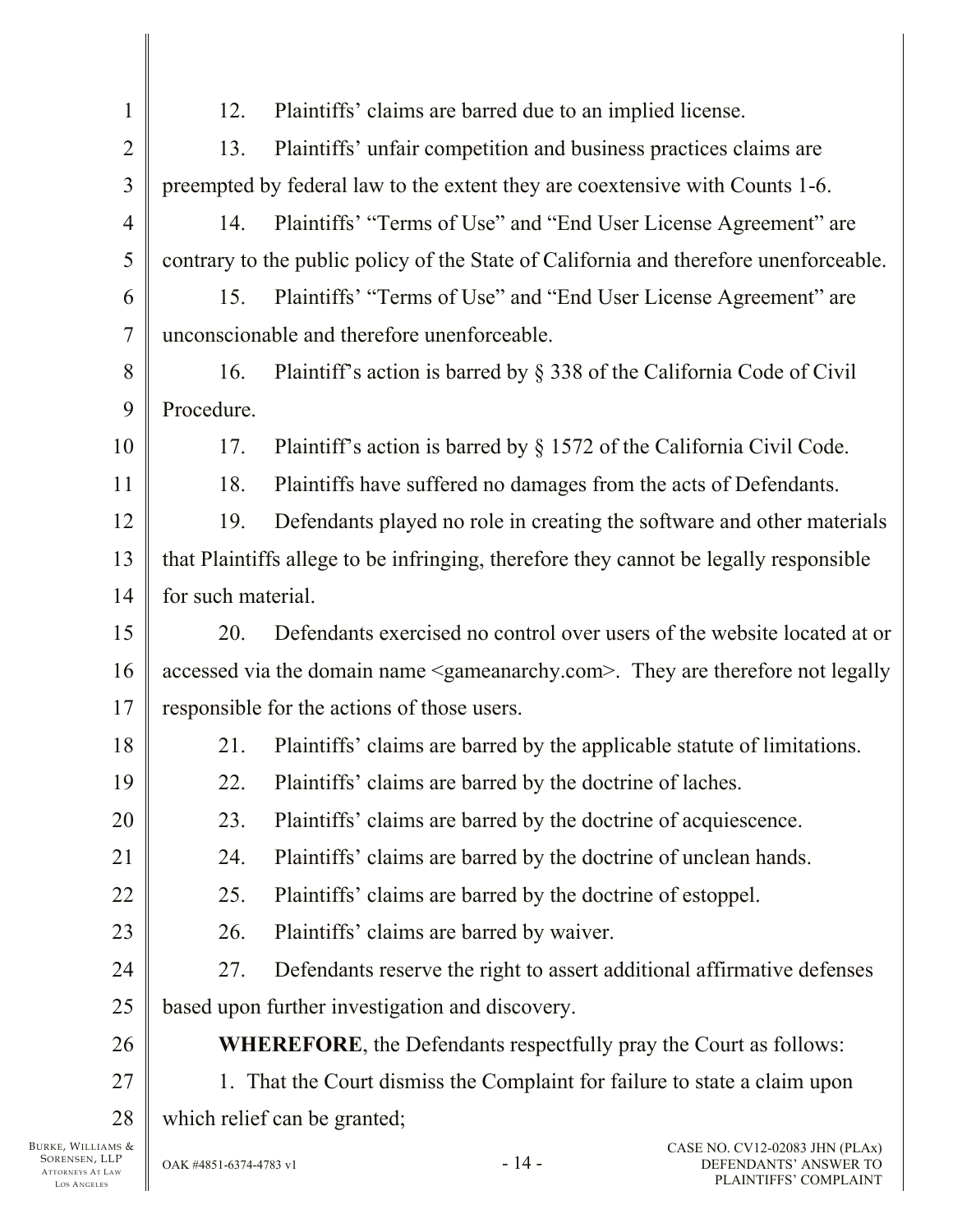12. Plaintiffs' claims are barred due to an implied license.

13. Plaintiffs' unfair competition and business practices claims are preempted by federal law to the extent they are coextensive with Counts 1-6.

14. Plaintiffs' "Terms of Use" and "End User License Agreement" are contrary to the public policy of the State of California and therefore unenforceable.

15. Plaintiffs' "Terms of Use" and "End User License Agreement" are unconscionable and therefore unenforceable.

16. Plaintiff's action is barred by § 338 of the California Code of Civil Procedure.

17. Plaintiff's action is barred by § 1572 of the California Civil Code.

18. Plaintiffs have suffered no damages from the acts of Defendants.

19. Defendants played no role in creating the software and other materials that Plaintiffs allege to be infringing, therefore they cannot be legally responsible for such material.

20. Defendants exercised no control over users of the website located at or accessed via the domain name <gameanarchy.com>. They are therefore not legally responsible for the actions of those users.

21. Plaintiffs' claims are barred by the applicable statute of limitations.

22. Plaintiffs' claims are barred by the doctrine of laches.

23. Plaintiffs' claims are barred by the doctrine of acquiescence.

24. Plaintiffs' claims are barred by the doctrine of unclean hands.

25. Plaintiffs' claims are barred by the doctrine of estoppel.

26. Plaintiffs' claims are barred by waiver.

27. Defendants reserve the right to assert additional affirmative defenses based upon further investigation and discovery.

**WHEREFORE**, the Defendants respectfully pray the Court as follows:

1. That the Court dismiss the Complaint for failure to state a claim upon which relief can be granted;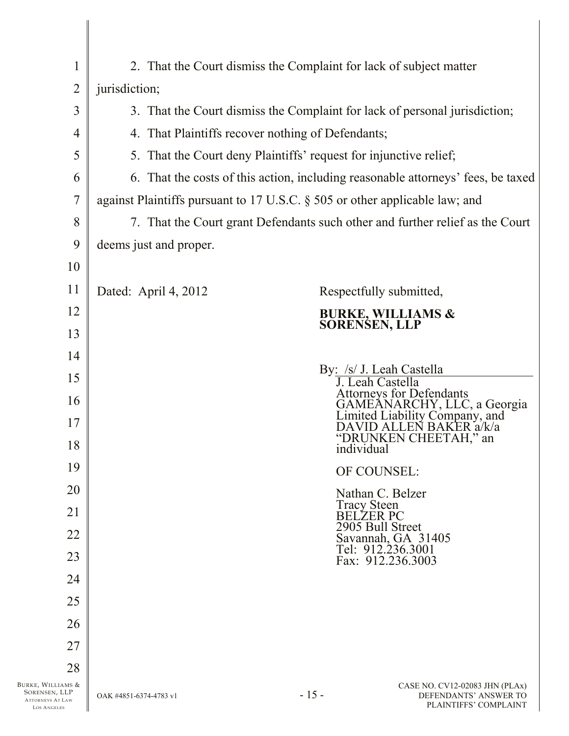2. That the Court dismiss the Complaint for lack of subject matter jurisdiction;

3. That the Court dismiss the Complaint for lack of personal jurisdiction;

4. That Plaintiffs recover nothing of Defendants;

5. That the Court deny Plaintiffs' request for injunctive relief;

6. That the costs of this action, including reasonable attorneys' fees, be taxed against Plaintiffs pursuant to 17 U.S.C. § 505 or other applicable law; and

7. That the Court grant Defendants such other and further relief as the Court deems just and proper.

Dated: April 4, 2012

Respectfully submitted,

**BURKE, WILLIAMS & SORENSEN, LLP**

By: /s/ J. Leah Castella
J. Leah Castella
Attorneys for Defendants GAMEANARCHY, LLC, a Georgia Limited Liability Company, and DAVID ALLEN BAKER a/k/a "DRUNKEN CHEETAH," an individual

OF COUNSEL:

Nathan C. Belzer
Tracy Steen
BELZER PC
2905 Bull Street
Savannah, GA 31405
Tel: 912.236.3001
Fax: 912.236.3003